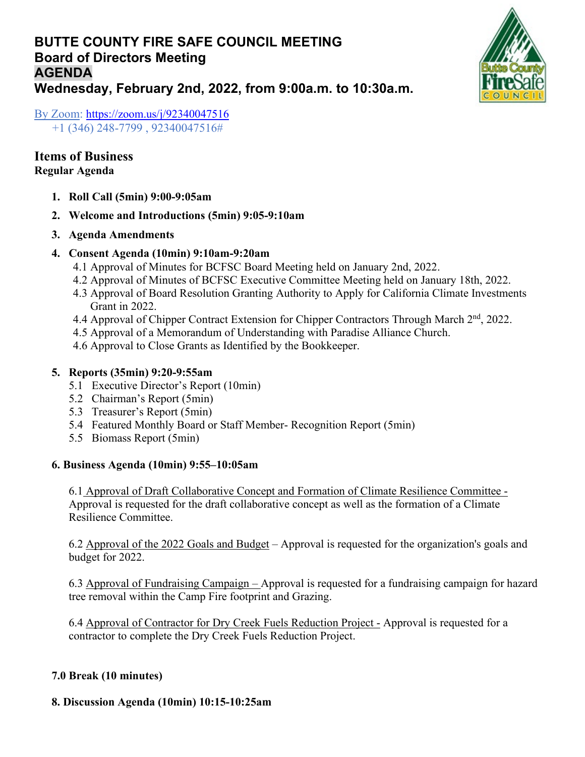# BUTTE COUNTY FIRE SAFE COUNCIL MEETING

## Board of Directors Meeting

## AGENDA

## Wednesday, February 2nd, 2022, from 9:00a.m. to 10:30a.m.

By Zoom: https://zoom.us/j/92340047516
+1 (346) 248-7799 , 92340047516#

## Items of Business

**Regular Agenda**

1. **Roll Call (5min) 9:00-9:05am**
2. **Welcome and Introductions (5min) 9:05-9:10am**
3. **Agenda Amendments**
4. **Consent Agenda (10min) 9:10am-9:20am**
   - 4.1 Approval of Minutes for BCFSC Board Meeting held on January 2nd, 2022.
   - 4.2 Approval of Minutes of BCFSC Executive Committee Meeting held on January 18th, 2022.
   - 4.3 Approval of Board Resolution Granting Authority to Apply for California Climate Investments Grant in 2022.
   - 4.4 Approval of Chipper Contract Extension for Chipper Contractors Through March 2nd, 2022.
   - 4.5 Approval of a Memorandum of Understanding with Paradise Alliance Church.
   - 4.6 Approval to Close Grants as Identified by the Bookkeeper.
5. **Reports (35min) 9:20-9:55am**
   - 5.1 Executive Director's Report (10min)
   - 5.2 Chairman's Report (5min)
   - 5.3 Treasurer's Report (5min)
   - 5.4 Featured Monthly Board or Staff Member- Recognition Report (5min)
   - 5.5 Biomass Report (5min)

**6. Business Agenda (10min) 9:55–10:05am**

6.1 Approval of Draft Collaborative Concept and Formation of Climate Resilience Committee - Approval is requested for the draft collaborative concept as well as the formation of a Climate Resilience Committee.

6.2 Approval of the 2022 Goals and Budget – Approval is requested for the organization's goals and budget for 2022.

6.3 Approval of Fundraising Campaign – Approval is requested for a fundraising campaign for hazard tree removal within the Camp Fire footprint and Grazing.

6.4 Approval of Contractor for Dry Creek Fuels Reduction Project - Approval is requested for a contractor to complete the Dry Creek Fuels Reduction Project.

**7.0 Break (10 minutes)**

**8. Discussion Agenda (10min) 10:15-10:25am**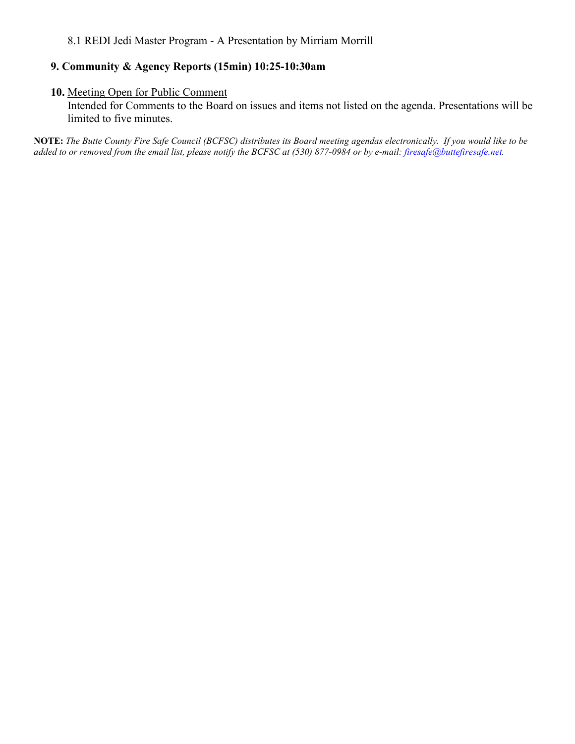8.1 REDI Jedi Master Program - A Presentation by Mirriam Morrill

**9. Community & Agency Reports (15min) 10:25-10:30am**

**10.** Meeting Open for Public Comment

Intended for Comments to the Board on issues and items not listed on the agenda. Presentations will be limited to five minutes.

**NOTE:** *The Butte County Fire Safe Council (BCFSC) distributes its Board meeting agendas electronically. If you would like to be added to or removed from the email list, please notify the BCFSC at (530) 877-0984 or by e-mail: [firesafe@buttefiresafe.net](mailto:firesafe@buttefiresafe.net).*